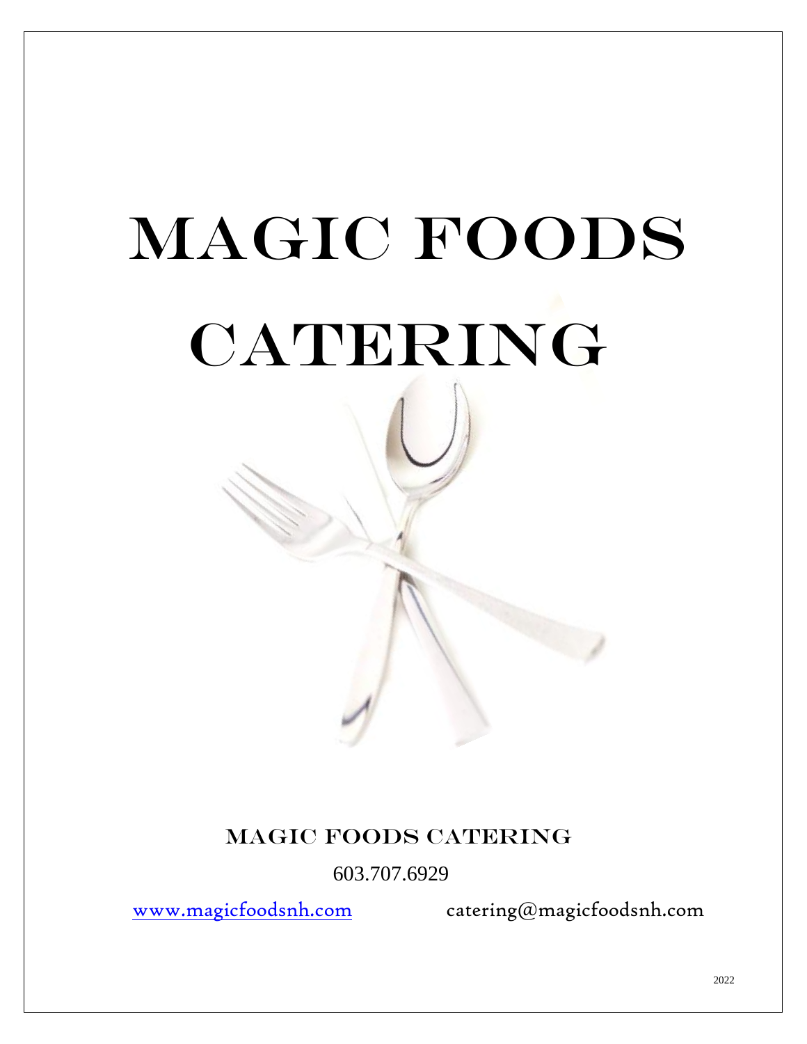# MAGIC FOODS CATERING

MAGIC FOODS CATERING

603.707.6929

www.magicfoodsnh.com catering@magicfoodsnh.com

2022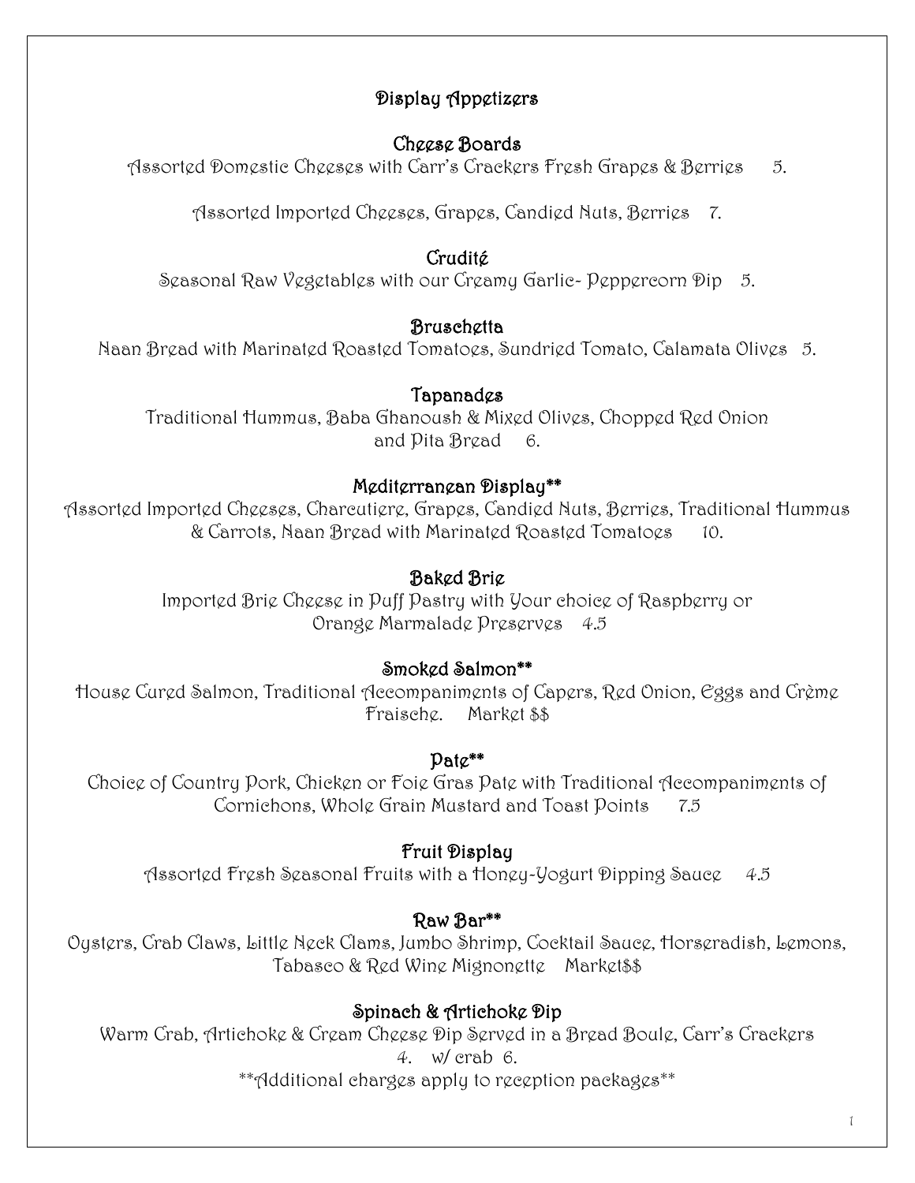# Display Appetizers

## Cheese Boards

Assorted Domestic Cheeses with Carr's Crackers Fresh Grapes & Berries 5.

Assorted Imported Cheeses, Grapes, Candied Nuts, Berries 7.

## Crudité

Seasonal Raw Vegetables with our Creamy Garlic- Peppercorn Dip 5.

## Bruschetta

Naan Bread with Marinated Roasted Tomatoes, Sundried Tomato, Calamata Olives 5.

## Tapanades

Traditional Hummus, Baba Ghanoush & Mixed Olives, Chopped Red Onion and Pita Bread 6.

## Mediterranean Display**

Assorted Imported Cheeses, Charcutiere, Grapes, Candied Nuts, Berries, Traditional Hummus & Carrots, Naan Bread with Marinated Roasted Tomatoes 10.

## Baked Brie

Imported Brie Cheese in Puff Pastry with Your choice of Raspberry or Orange Marmalade Preserves 4.5

## Smoked Salmon**

House Cured Salmon, Traditional Accompaniments of Capers, Red Onion, Eggs and Crème Fraische. Market $$

## Pate**

Choice of Country Pork, Chicken or Foie Gras Pate with Traditional Accompaniments of Cornichons, Whole Grain Mustard and Toast Points 7.5

## Fruit Display

Assorted Fresh Seasonal Fruits with a Honey-Yogurt Dipping Sauce 4.5

## Raw Bar**

Oysters, Crab Claws, Little Neck Clams, Jumbo Shrimp, Cocktail Sauce, Horseradish, Lemons, Tabasco & Red Wine Mignonette Market$$

## Spinach & Artichoke Dip

Warm Crab, Artichoke & Cream Cheese Dip Served in a Bread Boule, Carr's Crackers
4. w/ crab 6.

**Additional charges apply to reception packages**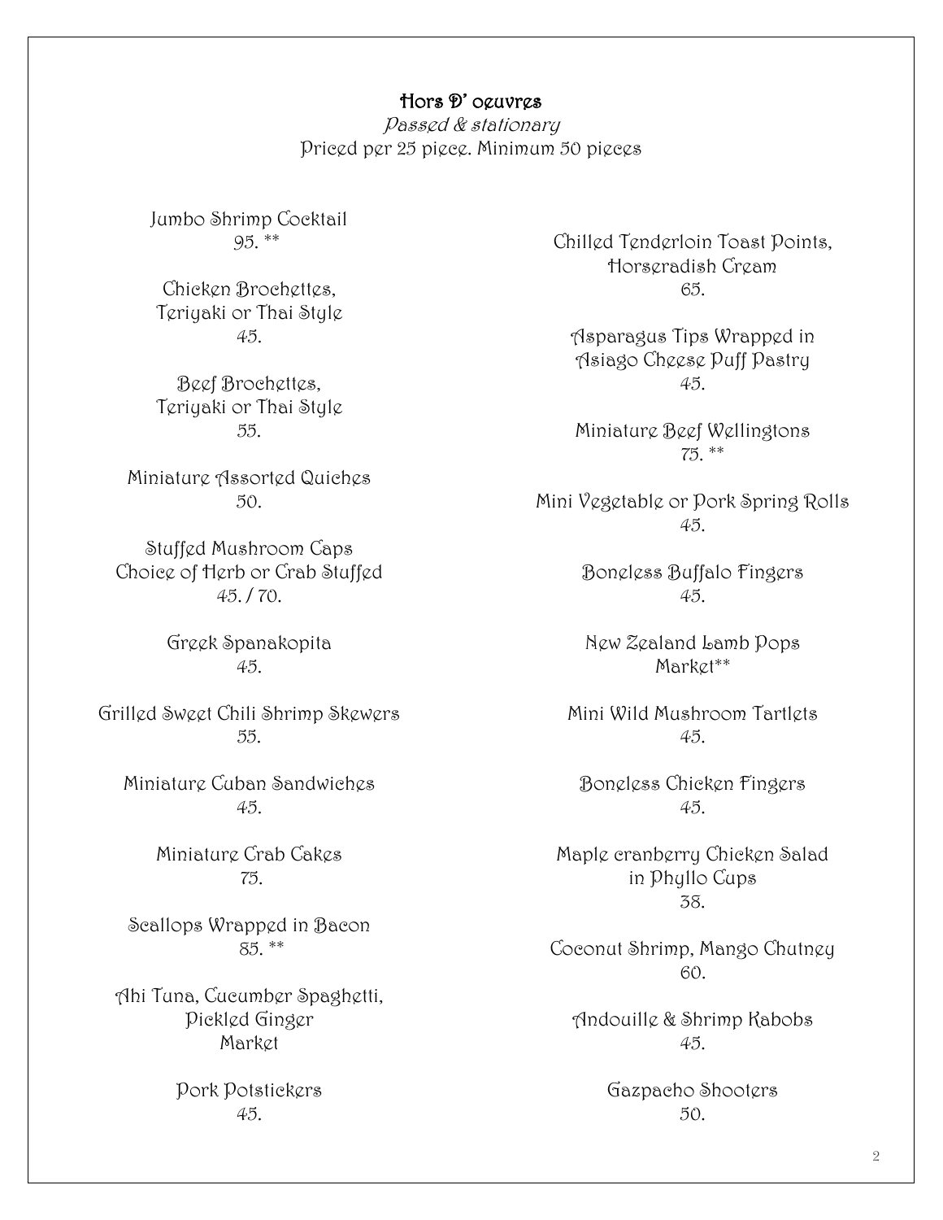## Hors D' oeuvres

*Passed & stationary*

Priced per 25 piece. Minimum 50 pieces

Jumbo Shrimp Cocktail
95. **

Chicken Brochettes,
Teriyaki or Thai Style
45.

Beef Brochettes,
Teriyaki or Thai Style
55.

Miniature Assorted Quiches
50.

Stuffed Mushroom Caps
Choice of Herb or Crab Stuffed
45. / 70.

Greek Spanakopita
45.

Grilled Sweet Chili Shrimp Skewers
55.

Miniature Cuban Sandwiches
45.

Miniature Crab Cakes
75.

Scallops Wrapped in Bacon
85. **

Ahi Tuna, Cucumber Spaghetti,
Pickled Ginger
Market

Pork Potstickers
45.

Chilled Tenderloin Toast Points,
Horseradish Cream
65.

Asparagus Tips Wrapped in
Asiago Cheese Puff Pastry
45.

Miniature Beef Wellingtons
75. **

Mini Vegetable or Pork Spring Rolls
45.

Boneless Buffalo Fingers
45.

New Zealand Lamb Pops
Market**

Mini Wild Mushroom Tartlets
45.

Boneless Chicken Fingers
45.

Maple cranberry Chicken Salad
in Phyllo Cups
38.

Coconut Shrimp, Mango Chutney
60.

Andouille & Shrimp Kabobs
45.

Gazpacho Shooters
50.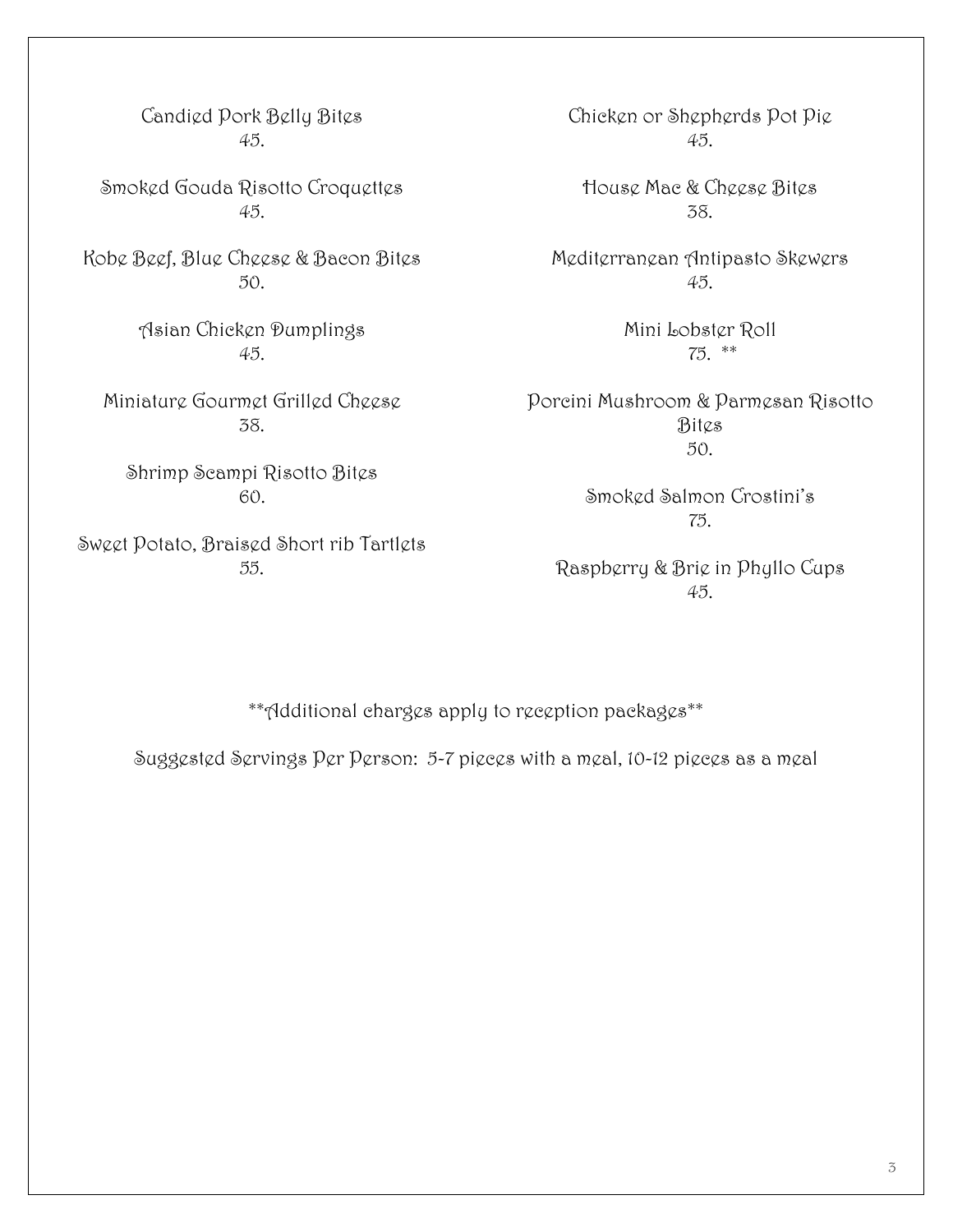Candied Pork Belly Bites
45.

Smoked Gouda Risotto Croquettes
45.

Kobe Beef, Blue Cheese & Bacon Bites
50.

Asian Chicken Dumplings
45.

Miniature Gourmet Grilled Cheese
38.

Shrimp Scampi Risotto Bites
60.

Sweet Potato, Braised Short rib Tartlets
55.

Chicken or Shepherds Pot Pie
45.

House Mac & Cheese Bites
38.

Mediterranean Antipasto Skewers
45.

Mini Lobster Roll
75. **

Porcini Mushroom & Parmesan Risotto Bites
50.

Smoked Salmon Crostini's
75.

Raspberry & Brie in Phyllo Cups
45.

**Additional charges apply to reception packages**

Suggested Servings Per Person: 5-7 pieces with a meal, 10-12 pieces as a meal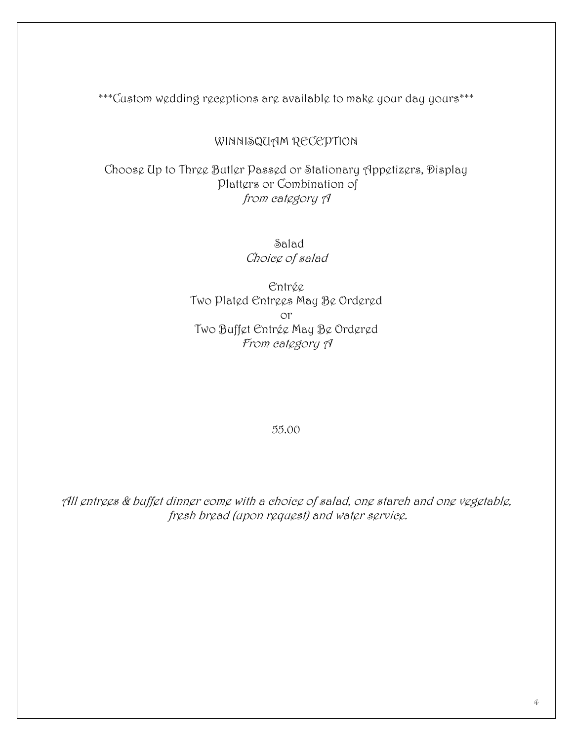***Custom wedding receptions are available to make your day yours***

## WINNISQUAM RECEPTION

Choose Up to Three Butler Passed or Stationary Appetizers, Display Platters or Combination of
*from category A*

Salad
*Choice of salad*

Entrée
Two Plated Entrees May Be Ordered
or
Two Buffet Entrée May Be Ordered
*From category A*

55.00

*All entrees & buffet dinner come with a choice of salad, one starch and one vegetable, fresh bread (upon request) and water service.*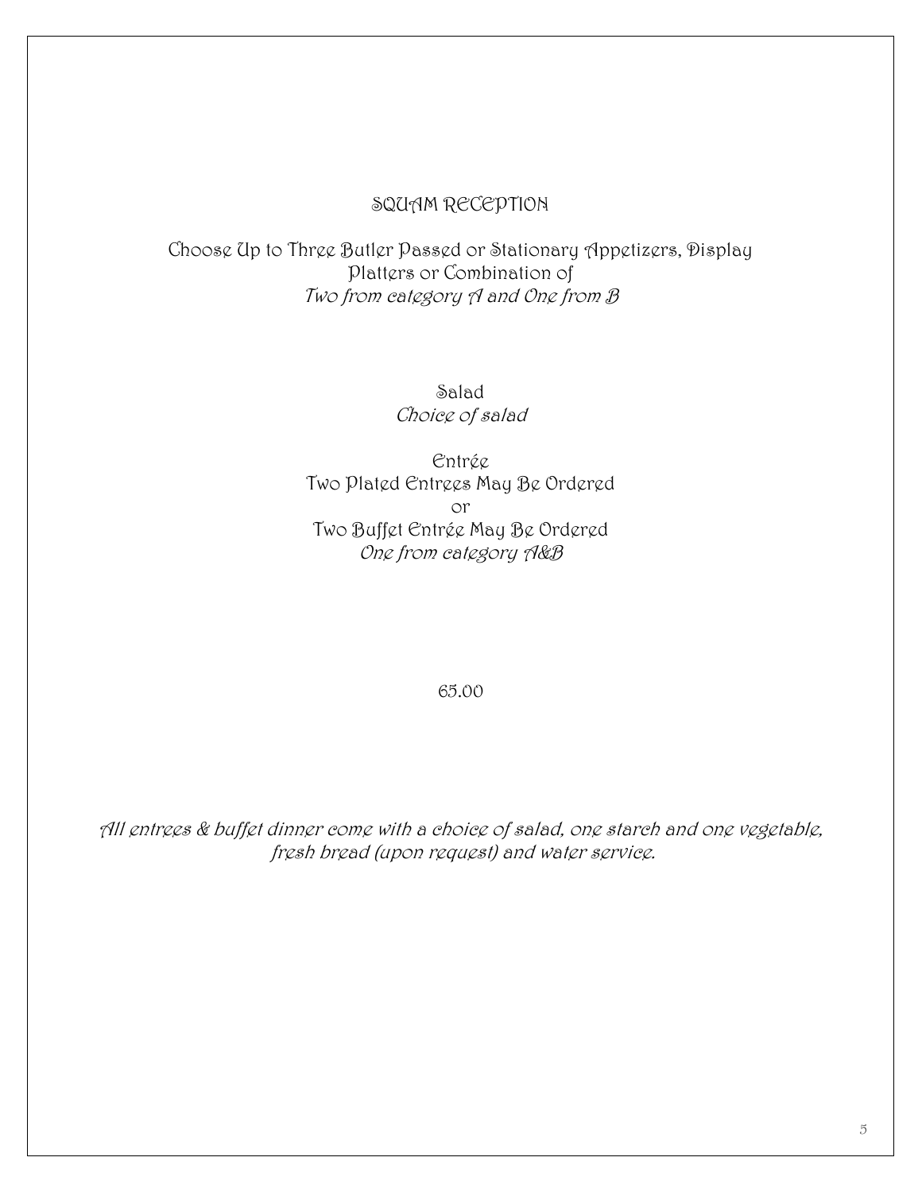# SQUAM RECEPTION

Choose Up to Three Butler Passed or Stationary Appetizers, Display Platters or Combination of
*Two from category A and One from B*

Salad
*Choice of salad*

Entrée
Two Plated Entrees May Be Ordered
or
Two Buffet Entrée May Be Ordered
*One from category A&B*

65.00

*All entrees & buffet dinner come with a choice of salad, one starch and one vegetable, fresh bread (upon request) and water service.*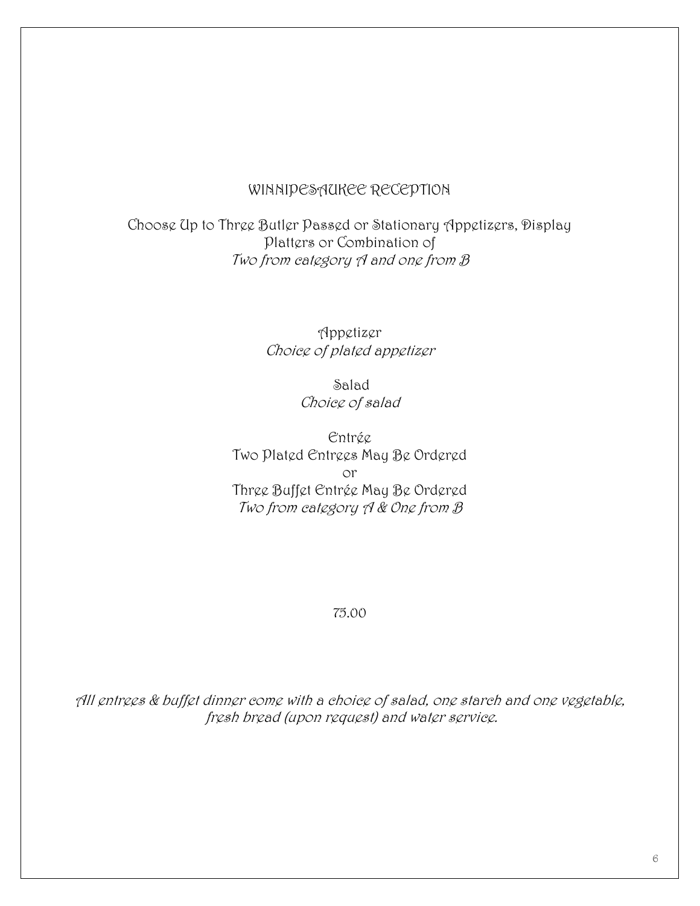## WINNIPESAUKEE RECEPTION

Choose Up to Three Butler Passed or Stationary Appetizers, Display Platters or Combination of
*Two from category A and one from B*

Appetizer
*Choice of plated appetizer*

Salad
*Choice of salad*

Entrée
Two Plated Entrees May Be Ordered
or
Three Buffet Entrée May Be Ordered
*Two from category A & One from B*

75.00

*All entrees & buffet dinner come with a choice of salad, one starch and one vegetable, fresh bread (upon request) and water service.*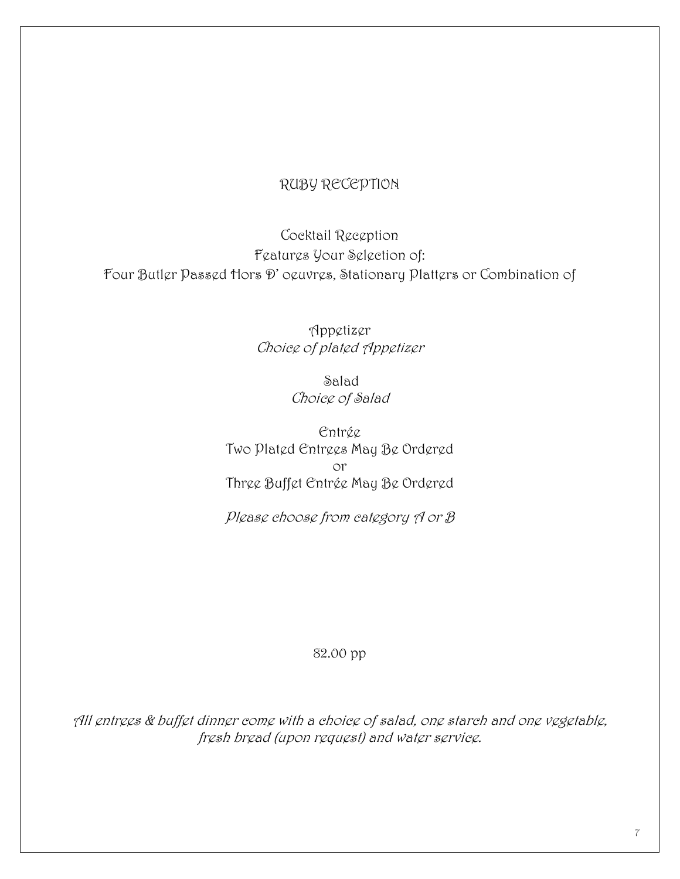# RUBY RECEPTION

Cocktail Reception

Features Your Selection of:

Four Butler Passed Hors D' oeuvres, Stationary Platters or Combination of

Appetizer

*Choice of plated Appetizer*

Salad

*Choice of Salad*

Entrée

Two Plated Entrees May Be Ordered

or

Three Buffet Entrée May Be Ordered

*Please choose from category A or B*

82.00 pp

*All entrees & buffet dinner come with a choice of salad, one starch and one vegetable, fresh bread (upon request) and water service.*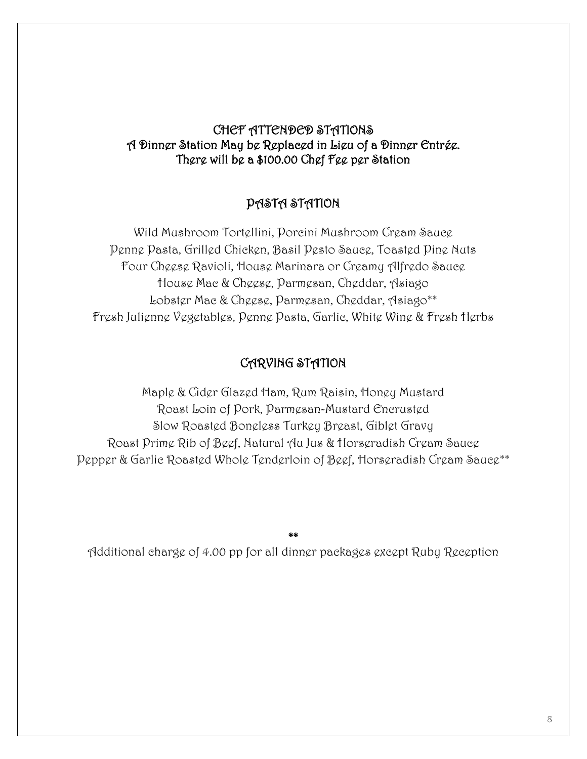# CHEF ATTENDED STATIONS

**A Dinner Station May be Replaced in Lieu of a Dinner Entrée.**

**There will be a $100.00 Chef Fee per Station**

## PASTA STATION

Wild Mushroom Tortellini, Porcini Mushroom Cream Sauce

Penne Pasta, Grilled Chicken, Basil Pesto Sauce, Toasted Pine Nuts

Four Cheese Ravioli, House Marinara or Creamy Alfredo Sauce

House Mac & Cheese, Parmesan, Cheddar, Asiago

Lobster Mac & Cheese, Parmesan, Cheddar, Asiago**

Fresh Julienne Vegetables, Penne Pasta, Garlic, White Wine & Fresh Herbs

## CARVING STATION

Maple & Cider Glazed Ham, Rum Raisin, Honey Mustard

Roast Loin of Pork, Parmesan-Mustard Encrusted

Slow Roasted Boneless Turkey Breast, Giblet Gravy

Roast Prime Rib of Beef, Natural Au Jus & Horseradish Cream Sauce

Pepper & Garlic Roasted Whole Tenderloin of Beef, Horseradish Cream Sauce**

**

Additional charge of 4.00 pp for all dinner packages except Ruby Reception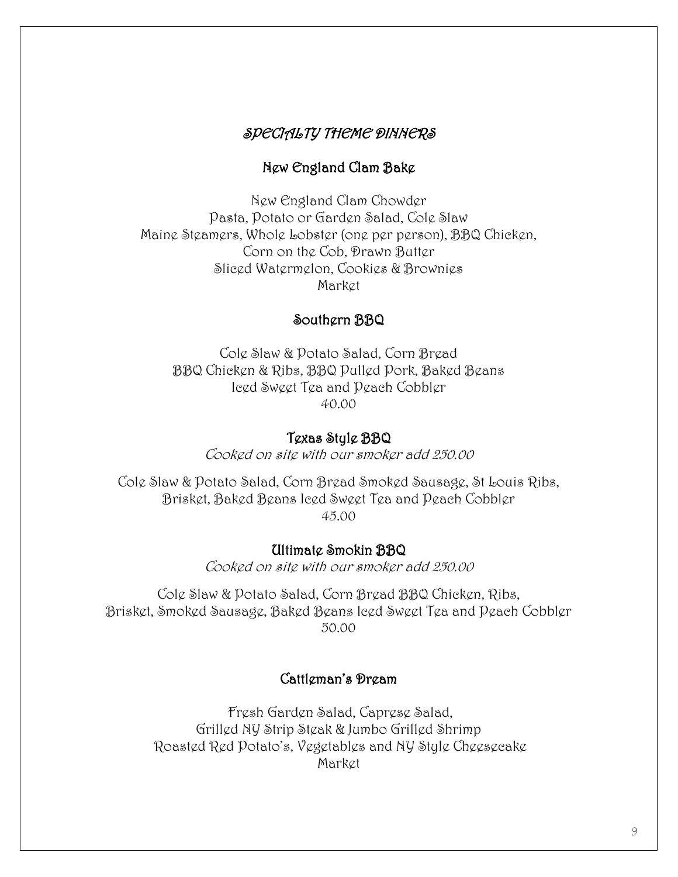## *SPECIALTY THEME DINNERS*

### New England Clam Bake

New England Clam Chowder
Pasta, Potato or Garden Salad, Cole Slaw
Maine Steamers, Whole Lobster (one per person), BBQ Chicken,
Corn on the Cob, Drawn Butter
Sliced Watermelon, Cookies & Brownies
Market

### Southern BBQ

Cole Slaw & Potato Salad, Corn Bread
BBQ Chicken & Ribs, BBQ Pulled Pork, Baked Beans
Iced Sweet Tea and Peach Cobbler
40.00

### Texas Style BBQ

*Cooked on site with our smoker add 250.00*

Cole Slaw & Potato Salad, Corn Bread Smoked Sausage, St Louis Ribs,
Brisket, Baked Beans Iced Sweet Tea and Peach Cobbler
45.00

### Ultimate Smokin BBQ

*Cooked on site with our smoker add 250.00*

Cole Slaw & Potato Salad, Corn Bread BBQ Chicken, Ribs,
Brisket, Smoked Sausage, Baked Beans Iced Sweet Tea and Peach Cobbler
50.00

### Cattleman's Dream

Fresh Garden Salad, Caprese Salad,
Grilled NY Strip Steak & Jumbo Grilled Shrimp
Roasted Red Potato's, Vegetables and NY Style Cheesecake
Market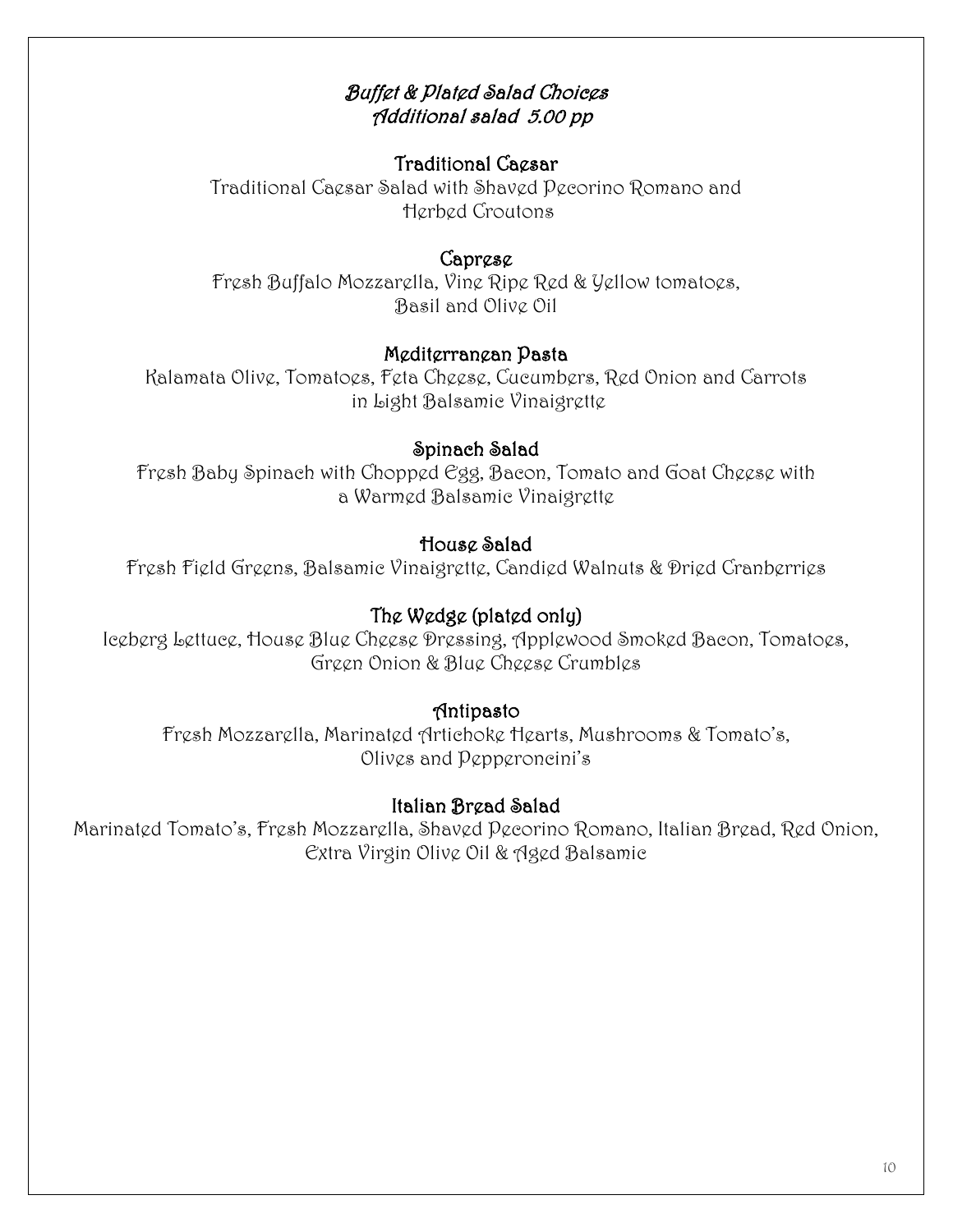# *Buffet & Plated Salad Choices*

*Additional salad 5.00 pp*

### Traditional Caesar

Traditional Caesar Salad with Shaved Pecorino Romano and Herbed Croutons

### Caprese

Fresh Buffalo Mozzarella, Vine Ripe Red & Yellow tomatoes, Basil and Olive Oil

### Mediterranean Pasta

Kalamata Olive, Tomatoes, Feta Cheese, Cucumbers, Red Onion and Carrots in Light Balsamic Vinaigrette

### Spinach Salad

Fresh Baby Spinach with Chopped Egg, Bacon, Tomato and Goat Cheese with a Warmed Balsamic Vinaigrette

### House Salad

Fresh Field Greens, Balsamic Vinaigrette, Candied Walnuts & Dried Cranberries

### The Wedge (plated only)

Iceberg Lettuce, House Blue Cheese Dressing, Applewood Smoked Bacon, Tomatoes, Green Onion & Blue Cheese Crumbles

### Antipasto

Fresh Mozzarella, Marinated Artichoke Hearts, Mushrooms & Tomato's, Olives and Pepperoncini's

### Italian Bread Salad

Marinated Tomato's, Fresh Mozzarella, Shaved Pecorino Romano, Italian Bread, Red Onion, Extra Virgin Olive Oil & Aged Balsamic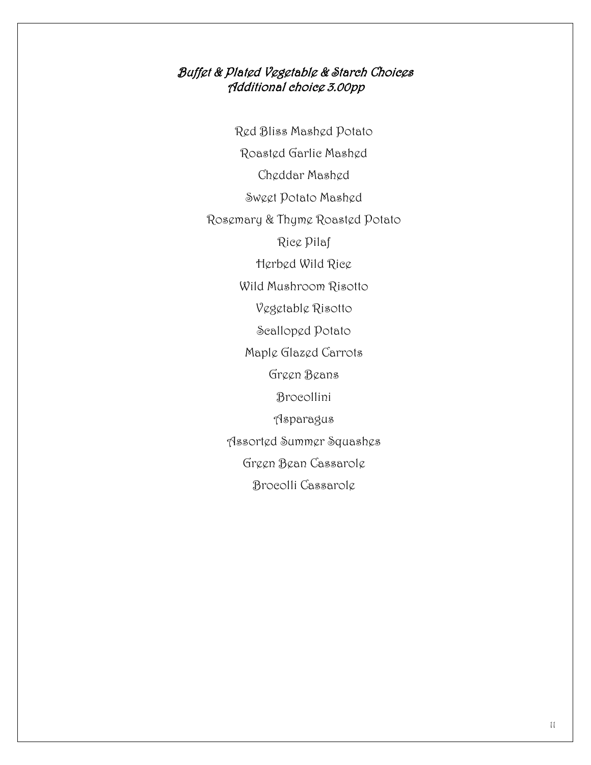## *Buffet & Plated Vegetable & Starch Choices*
### *Additional choice 3.00pp*

Red Bliss Mashed Potato

Roasted Garlic Mashed

Cheddar Mashed

Sweet Potato Mashed

Rosemary & Thyme Roasted Potato

Rice Pilaf

Herbed Wild Rice

Wild Mushroom Risotto

Vegetable Risotto

Scalloped Potato

Maple Glazed Carrots

Green Beans

Brocollini

Asparagus

Assorted Summer Squashes

Green Bean Cassarole

Brocolli Cassarole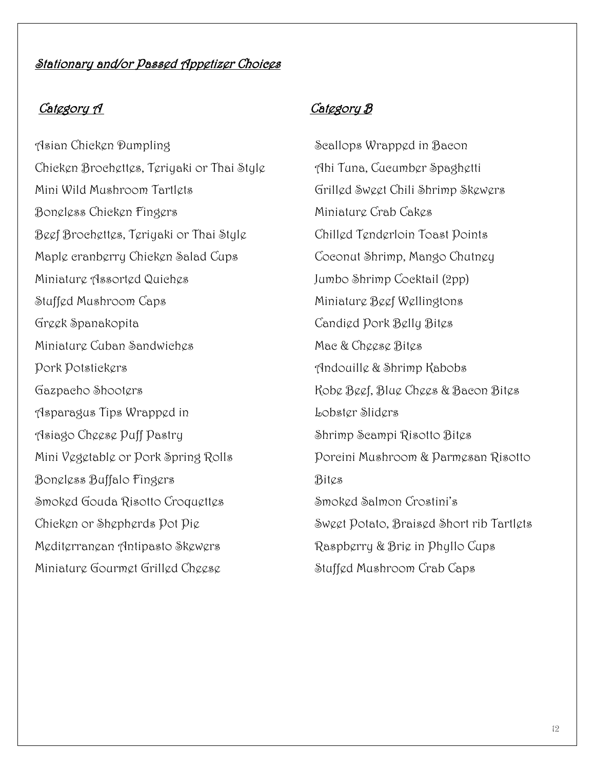## *Stationary and/or Passed Appetizer Choices*

### *Category A*

Asian Chicken Dumpling
Chicken Brochettes, Teriyaki or Thai Style
Mini Wild Mushroom Tartlets
Boneless Chicken Fingers
Beef Brochettes, Teriyaki or Thai Style
Maple cranberry Chicken Salad Cups
Miniature Assorted Quiches
Stuffed Mushroom Caps
Greek Spanakopita
Miniature Cuban Sandwiches
Pork Potstickers
Gazpacho Shooters
Asparagus Tips Wrapped in
Asiago Cheese Puff Pastry
Mini Vegetable or Pork Spring Rolls
Boneless Buffalo Fingers
Smoked Gouda Risotto Croquettes
Chicken or Shepherds Pot Pie
Mediterranean Antipasto Skewers
Miniature Gourmet Grilled Cheese

### *Category B*

Scallops Wrapped in Bacon
Ahi Tuna, Cucumber Spaghetti
Grilled Sweet Chili Shrimp Skewers
Miniature Crab Cakes
Chilled Tenderloin Toast Points
Coconut Shrimp, Mango Chutney
Jumbo Shrimp Cocktail (2pp)
Miniature Beef Wellingtons
Candied Pork Belly Bites
Mac & Cheese Bites
Andouille & Shrimp Kabobs
Kobe Beef, Blue Chees & Bacon Bites
Lobster Sliders
Shrimp Scampi Risotto Bites
Porcini Mushroom & Parmesan Risotto
Bites
Smoked Salmon Crostini's
Sweet Potato, Braised Short rib Tartlets
Raspberry & Brie in Phyllo Cups
Stuffed Mushroom Crab Caps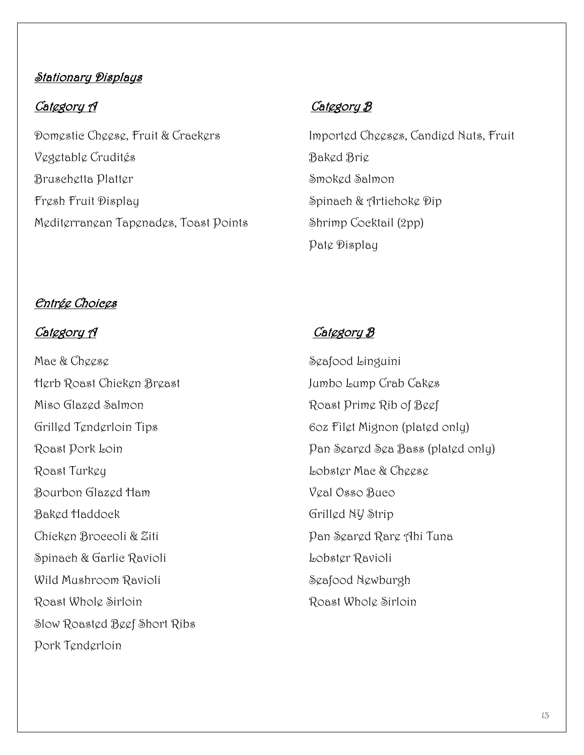## *Stationary Displays*

### *Category A*

Domestic Cheese, Fruit & Crackers

Vegetable Crudités

Bruschetta Platter

Fresh Fruit Display

Mediterranean Tapenades, Toast Points

### *Category B*

Imported Cheeses, Candied Nuts, Fruit

Baked Brie

Smoked Salmon

Spinach & Artichoke Dip

Shrimp Cocktail (2pp)

Pate Display

## *Entrée Choices*

### *Category A*

Mac & Cheese

Herb Roast Chicken Breast

Miso Glazed Salmon

Grilled Tenderloin Tips

Roast Pork Loin

Roast Turkey

Bourbon Glazed Ham

Baked Haddock

Chicken Broccoli & Ziti

Spinach & Garlic Ravioli

Wild Mushroom Ravioli

Roast Whole Sirloin

Slow Roasted Beef Short Ribs

Pork Tenderloin

### *Category B*

Seafood Linguini

Jumbo Lump Crab Cakes

Roast Prime Rib of Beef

6oz Filet Mignon (plated only)

Pan Seared Sea Bass (plated only)

Lobster Mac & Cheese

Veal Osso Buco

Grilled NY Strip

Pan Seared Rare Ahi Tuna

Lobster Ravioli

Seafood Newburgh

Roast Whole Sirloin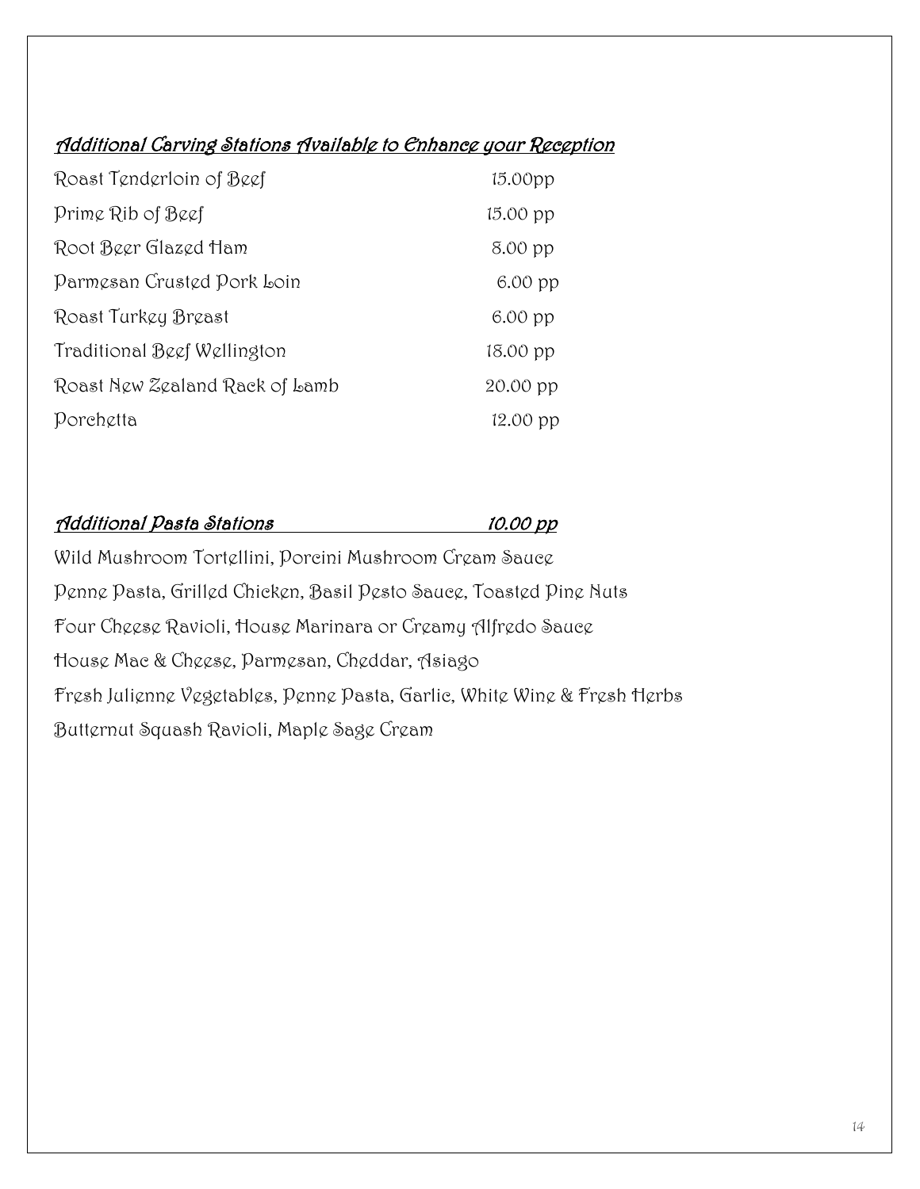## *Additional Carving Stations Available to Enhance your Reception*

| | |
|---|---|
| Roast Tenderloin of Beef | 15.00pp |
| Prime Rib of Beef | 15.00 pp |
| Root Beer Glazed Ham | 8.00 pp |
| Parmesan Crusted Pork Loin | 6.00 pp |
| Roast Turkey Breast | 6.00 pp |
| Traditional Beef Wellington | 18.00 pp |
| Roast New Zealand Rack of Lamb | 20.00 pp |
| Porchetta | 12.00 pp |

## *Additional Pasta Stations 10.00 pp*

Wild Mushroom Tortellini, Porcini Mushroom Cream Sauce

Penne Pasta, Grilled Chicken, Basil Pesto Sauce, Toasted Pine Nuts

Four Cheese Ravioli, House Marinara or Creamy Alfredo Sauce

House Mac & Cheese, Parmesan, Cheddar, Asiago

Fresh Julienne Vegetables, Penne Pasta, Garlic, White Wine & Fresh Herbs

Butternut Squash Ravioli, Maple Sage Cream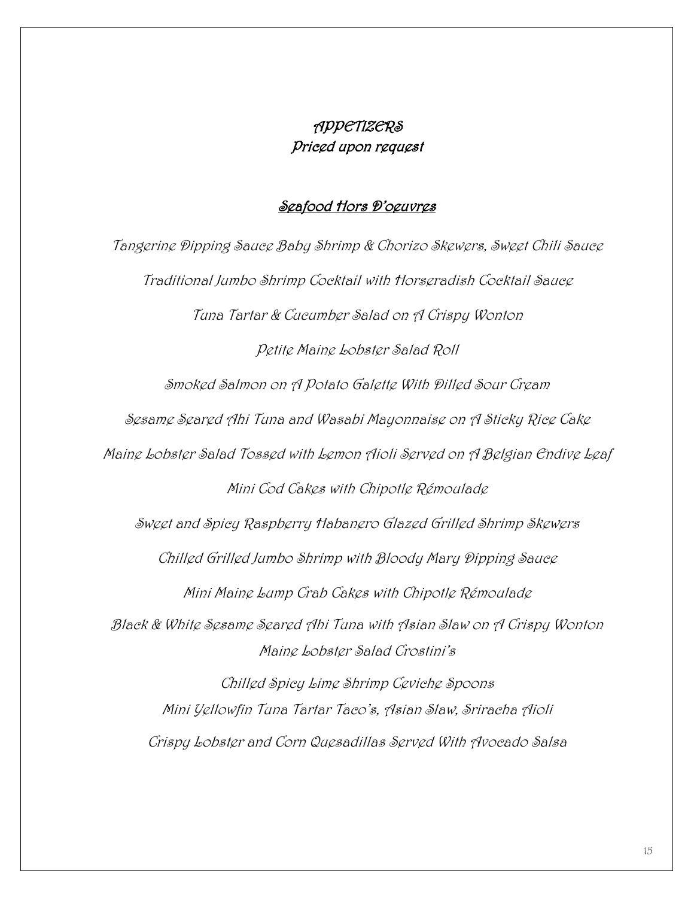# APPETIZERS

## Priced upon request

### Seafood Hors D'oeuvres

Tangerine Dipping Sauce Baby Shrimp & Chorizo Skewers, Sweet Chili Sauce

Traditional Jumbo Shrimp Cocktail with Horseradish Cocktail Sauce

Tuna Tartar & Cucumber Salad on A Crispy Wonton

Petite Maine Lobster Salad Roll

Smoked Salmon on A Potato Galette With Dilled Sour Cream

Sesame Seared Ahi Tuna and Wasabi Mayonnaise on A Sticky Rice Cake

Maine Lobster Salad Tossed with Lemon Aioli Served on A Belgian Endive Leaf

Mini Cod Cakes with Chipotle Rémoulade

Sweet and Spicy Raspberry Habanero Glazed Grilled Shrimp Skewers

Chilled Grilled Jumbo Shrimp with Bloody Mary Dipping Sauce

Mini Maine Lump Crab Cakes with Chipotle Rémoulade

Black & White Sesame Seared Ahi Tuna with Asian Slaw on A Crispy Wonton

Maine Lobster Salad Crostini's

Chilled Spicy Lime Shrimp Ceviche Spoons

Mini Yellowfin Tuna Tartar Taco's, Asian Slaw, Sriracha Aioli

Crispy Lobster and Corn Quesadillas Served With Avocado Salsa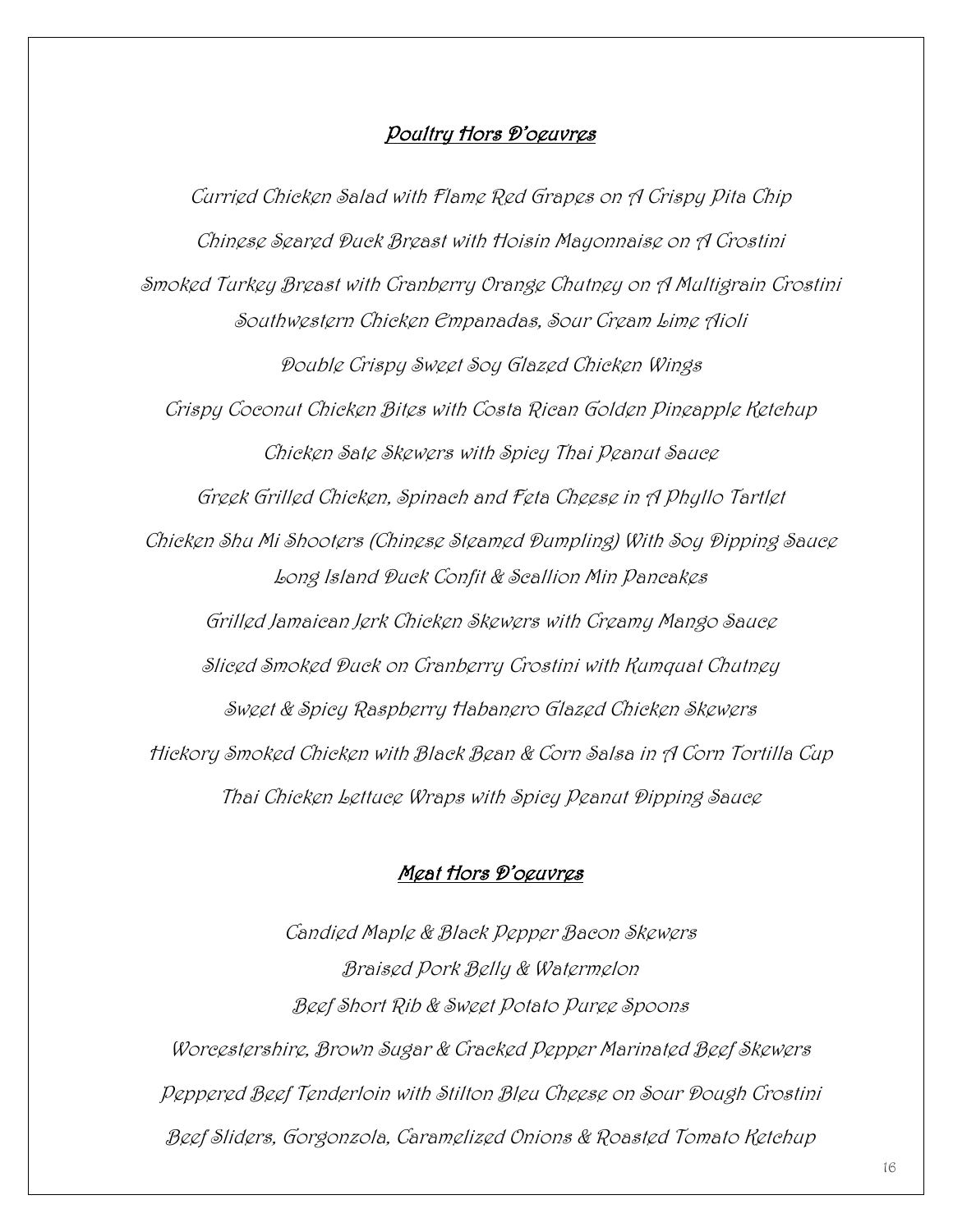## Poultry Hors D'oeuvres

Curried Chicken Salad with Flame Red Grapes on A Crispy Pita Chip

Chinese Seared Duck Breast with Hoisin Mayonnaise on A Crostini

Smoked Turkey Breast with Cranberry Orange Chutney on A Multigrain Crostini

Southwestern Chicken Empanadas, Sour Cream Lime Aioli

Double Crispy Sweet Soy Glazed Chicken Wings

Crispy Coconut Chicken Bites with Costa Rican Golden Pineapple Ketchup

Chicken Sate Skewers with Spicy Thai Peanut Sauce

Greek Grilled Chicken, Spinach and Feta Cheese in A Phyllo Tartlet

Chicken Shu Mi Shooters (Chinese Steamed Dumpling) With Soy Dipping Sauce

Long Island Duck Confit & Scallion Min Pancakes

Grilled Jamaican Jerk Chicken Skewers with Creamy Mango Sauce

Sliced Smoked Duck on Cranberry Crostini with Kumquat Chutney

Sweet & Spicy Raspberry Habanero Glazed Chicken Skewers

Hickory Smoked Chicken with Black Bean & Corn Salsa in A Corn Tortilla Cup

Thai Chicken Lettuce Wraps with Spicy Peanut Dipping Sauce

## Meat Hors D'oeuvres

Candied Maple & Black Pepper Bacon Skewers

Braised Pork Belly & Watermelon

Beef Short Rib & Sweet Potato Puree Spoons

Worcestershire, Brown Sugar & Cracked Pepper Marinated Beef Skewers

Peppered Beef Tenderloin with Stilton Bleu Cheese on Sour Dough Crostini

Beef Sliders, Gorgonzola, Caramelized Onions & Roasted Tomato Ketchup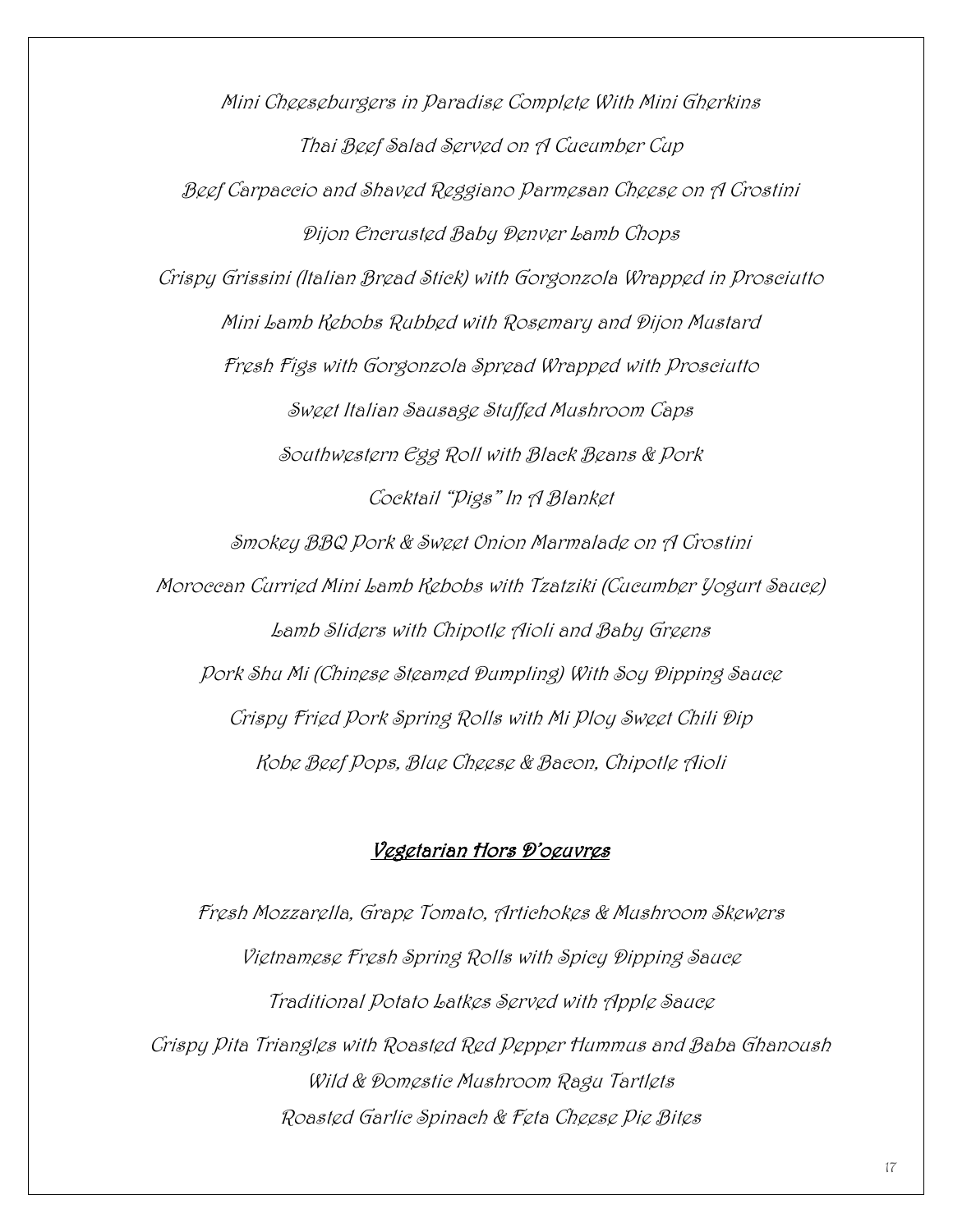Mini Cheeseburgers in Paradise Complete With Mini Gherkins

Thai Beef Salad Served on A Cucumber Cup

Beef Carpaccio and Shaved Reggiano Parmesan Cheese on A Crostini

Dijon Encrusted Baby Denver Lamb Chops

Crispy Grissini (Italian Bread Stick) with Gorgonzola Wrapped in Prosciutto

Mini Lamb Kebobs Rubbed with Rosemary and Dijon Mustard

Fresh Figs with Gorgonzola Spread Wrapped with Prosciutto

Sweet Italian Sausage Stuffed Mushroom Caps

Southwestern Egg Roll with Black Beans & Pork

Cocktail "Pigs" In A Blanket

Smokey BBQ Pork & Sweet Onion Marmalade on A Crostini

Moroccan Curried Mini Lamb Kebobs with Tzatziki (Cucumber Yogurt Sauce)

Lamb Sliders with Chipotle Aioli and Baby Greens

Pork Shu Mi (Chinese Steamed Dumpling) With Soy Dipping Sauce

Crispy Fried Pork Spring Rolls with Mi Ploy Sweet Chili Dip

Kobe Beef Pops, Blue Cheese & Bacon, Chipotle Aioli

## Vegetarian Hors D'oeuvres

Fresh Mozzarella, Grape Tomato, Artichokes & Mushroom Skewers

Vietnamese Fresh Spring Rolls with Spicy Dipping Sauce

Traditional Potato Latkes Served with Apple Sauce

Crispy Pita Triangles with Roasted Red Pepper Hummus and Baba Ghanoush

Wild & Domestic Mushroom Ragu Tartlets

Roasted Garlic Spinach & Feta Cheese Pie Bites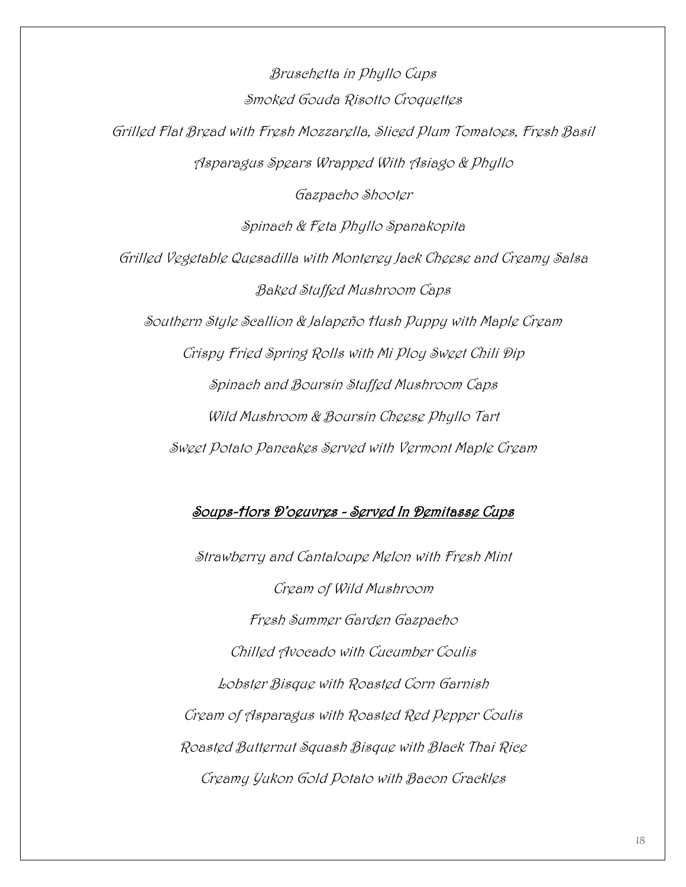Bruschetta in Phyllo Cups

Smoked Gouda Risotto Croquettes

Grilled Flat Bread with Fresh Mozzarella, Sliced Plum Tomatoes, Fresh Basil

Asparagus Spears Wrapped With Asiago & Phyllo

Gazpacho Shooter

Spinach & Feta Phyllo Spanakopita

Grilled Vegetable Quesadilla with Monterey Jack Cheese and Creamy Salsa

Baked Stuffed Mushroom Caps

Southern Style Scallion & Jalapeño Hush Puppy with Maple Cream

Crispy Fried Spring Rolls with Mi Ploy Sweet Chili Dip

Spinach and Boursin Stuffed Mushroom Caps

Wild Mushroom & Boursin Cheese Phyllo Tart

Sweet Potato Pancakes Served with Vermont Maple Cream

## Soups-Hors D'oeuvres - Served In Demitasse Cups

Strawberry and Cantaloupe Melon with Fresh Mint

Cream of Wild Mushroom

Fresh Summer Garden Gazpacho

Chilled Avocado with Cucumber Coulis

Lobster Bisque with Roasted Corn Garnish

Cream of Asparagus with Roasted Red Pepper Coulis

Roasted Butternut Squash Bisque with Black Thai Rice

Creamy Yukon Gold Potato with Bacon Crackles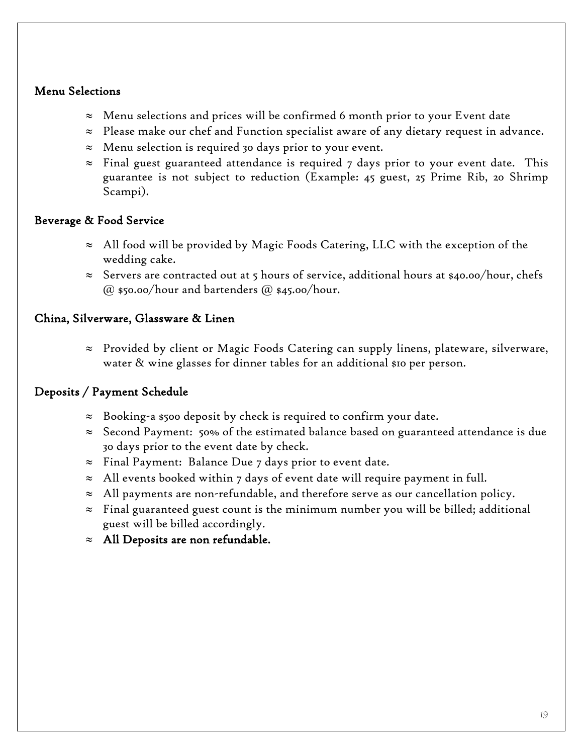## Menu Selections

- ≈ Menu selections and prices will be confirmed 6 month prior to your Event date
- ≈ Please make our chef and Function specialist aware of any dietary request in advance.
- ≈ Menu selection is required 30 days prior to your event.
- ≈ Final guest guaranteed attendance is required 7 days prior to your event date. This guarantee is not subject to reduction (Example: 45 guest, 25 Prime Rib, 20 Shrimp Scampi).

## Beverage & Food Service

- ≈ All food will be provided by Magic Foods Catering, LLC with the exception of the wedding cake.
- ≈ Servers are contracted out at 5 hours of service, additional hours at $40.00/hour, chefs @ $50.00/hour and bartenders @ $45.00/hour.

## China, Silverware, Glassware & Linen

- ≈ Provided by client or Magic Foods Catering can supply linens, plateware, silverware, water & wine glasses for dinner tables for an additional $10 per person.

## Deposits / Payment Schedule

- ≈ Booking-a $500 deposit by check is required to confirm your date.
- ≈ Second Payment: 50% of the estimated balance based on guaranteed attendance is due 30 days prior to the event date by check.
- ≈ Final Payment: Balance Due 7 days prior to event date.
- ≈ All events booked within 7 days of event date will require payment in full.
- ≈ All payments are non-refundable, and therefore serve as our cancellation policy.
- ≈ Final guaranteed guest count is the minimum number you will be billed; additional guest will be billed accordingly.
- ≈ **All Deposits are non refundable.**